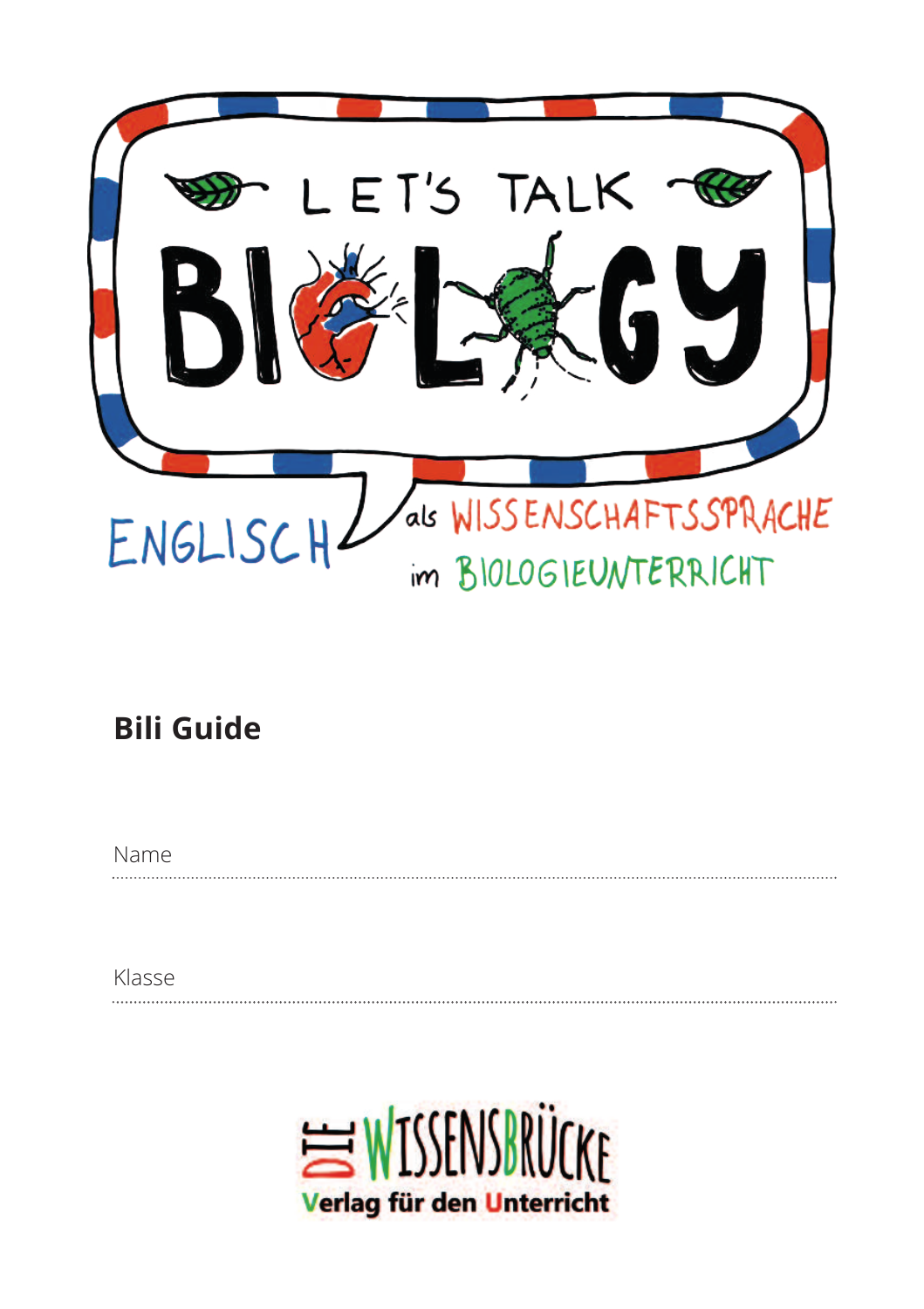# LET'S TALK BIOLOGY

ENGLISCH als WISSENSCHAFTSSPRACHE im BIOLOGIEUNTERRICHT

**Bili Guide**

Name

.......................................................................................................................

Klasse

.......................................................................................................................

DIE WISSENSBRÜCKE
Verlag für den Unterricht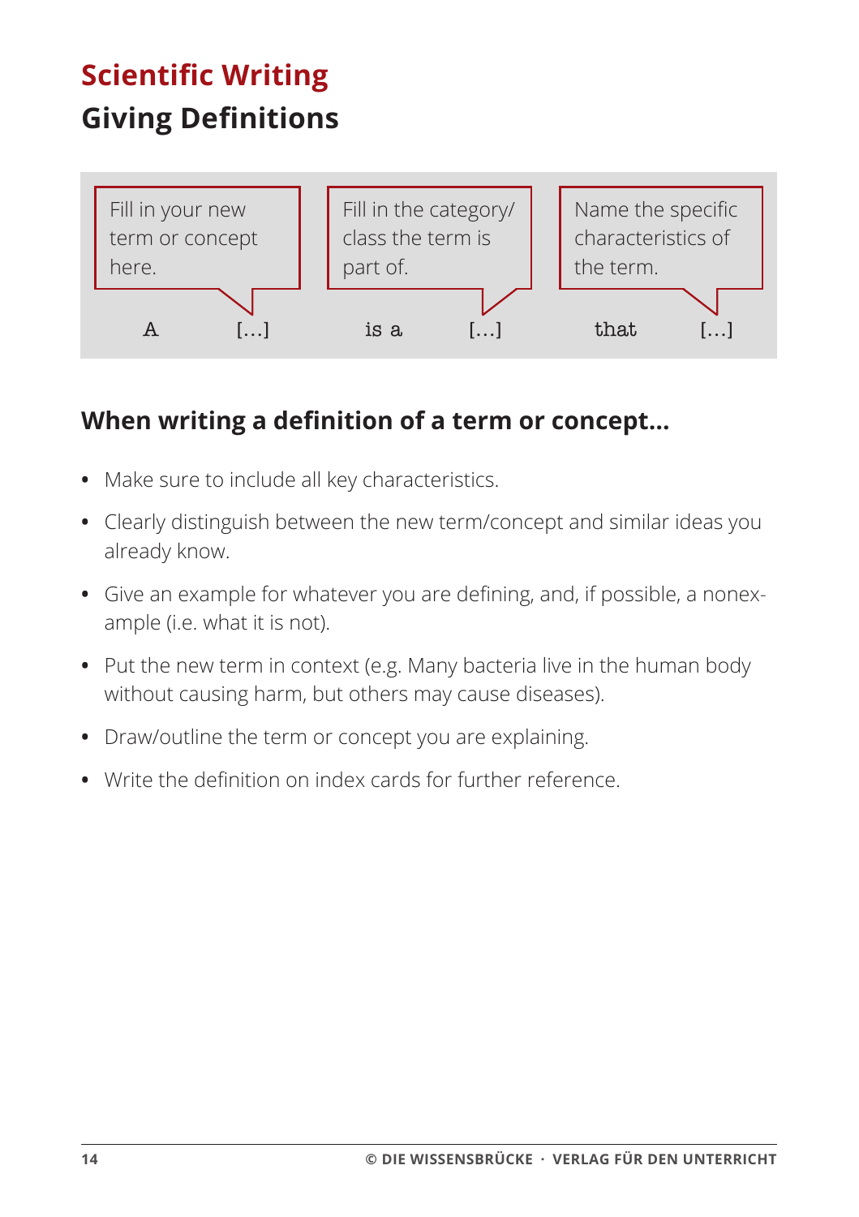# Scientific Writing

## Giving Definitions

| Fill in your new term or concept here. | Fill in the category/ class the term is part of. | Name the specific characteristics of the term. |
|---|---|---|
| A […] | is a […] | that […] |

### When writing a definition of a term or concept…

- Make sure to include all key characteristics.
- Clearly distinguish between the new term/concept and similar ideas you already know.
- Give an example for whatever you are defining, and, if possible, a nonexample (i.e. what it is not).
- Put the new term in context (e.g. Many bacteria live in the human body without causing harm, but others may cause diseases).
- Draw/outline the term or concept you are explaining.
- Write the definition on index cards for further reference.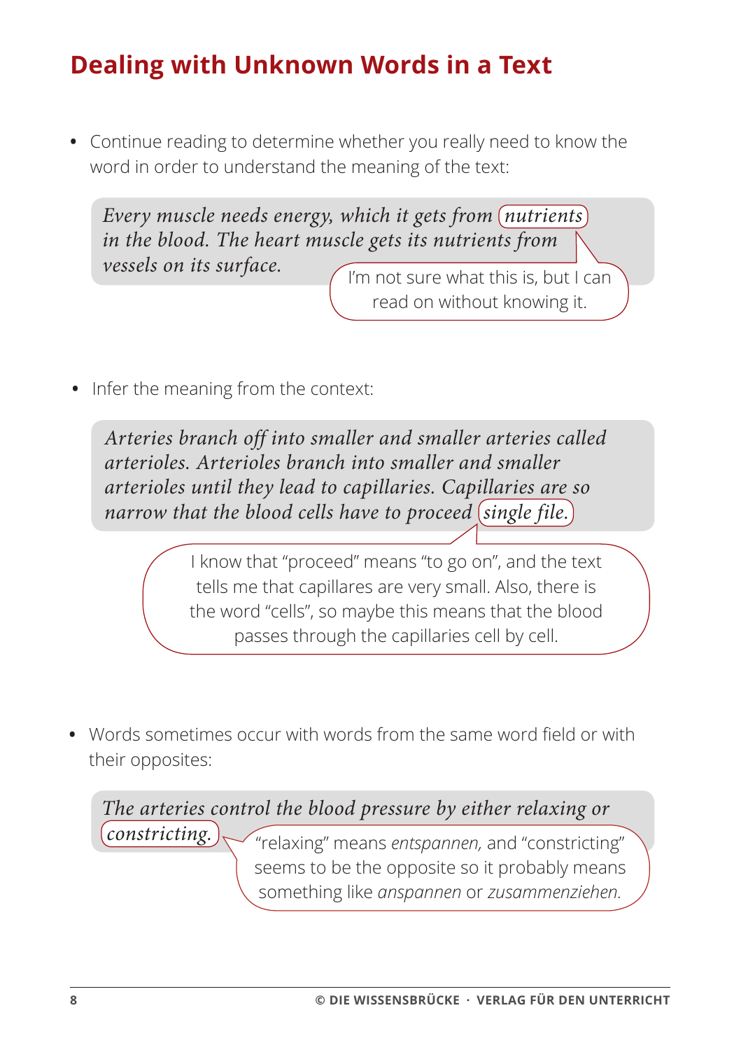# Dealing with Unknown Words in a Text

- Continue reading to determine whether you really need to know the word in order to understand the meaning of the text:

> *Every muscle needs energy, which it gets from nutrients in the blood. The heart muscle gets its nutrients from vessels on its surface.*

I'm not sure what this is, but I can read on without knowing it.

- Infer the meaning from the context:

> *Arteries branch off into smaller and smaller arteries called arterioles. Arterioles branch into smaller and smaller arterioles until they lead to capillaries. Capillaries are so narrow that the blood cells have to proceed single file.*

I know that "proceed" means "to go on", and the text tells me that capillares are very small. Also, there is the word "cells", so maybe this means that the blood passes through the capillaries cell by cell.

- Words sometimes occur with words from the same word field or with their opposites:

> *The arteries control the blood pressure by either relaxing or constricting.*

"relaxing" means *entspannen,* and "constricting" seems to be the opposite so it probably means something like *anspannen* or *zusammenziehen.*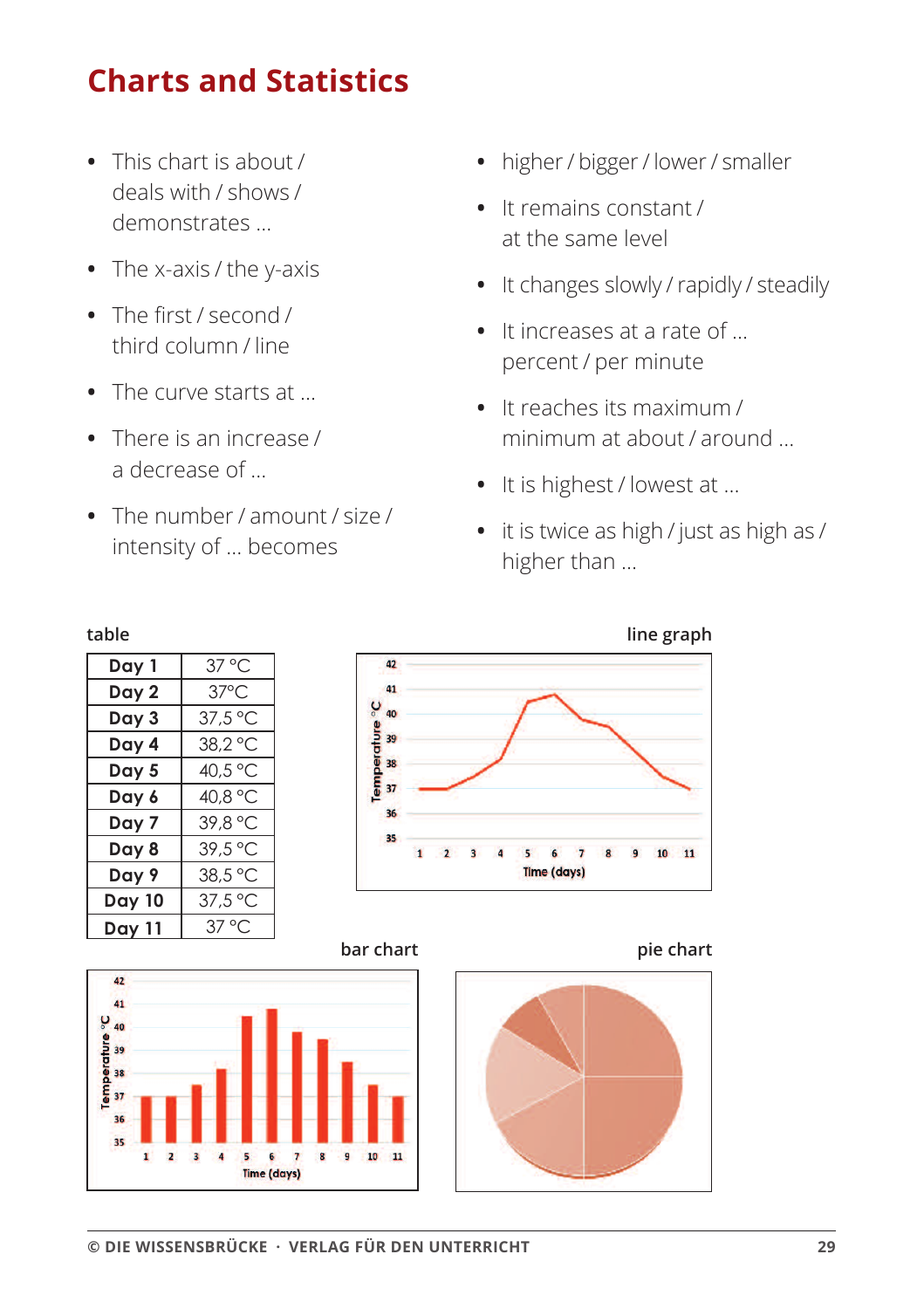# Charts and Statistics

- This chart is about / deals with / shows / demonstrates ...
- The x-axis / the y-axis
- The first / second / third column / line
- The curve starts at ...
- There is an increase / a decrease of ...
- The number / amount / size / intensity of ... becomes
- higher / bigger / lower / smaller
- It remains constant / at the same level
- It changes slowly / rapidly / steadily
- It increases at a rate of ... percent / per minute
- It reaches its maximum / minimum at about / around ...
- It is highest / lowest at ...
- it is twice as high / just as high as / higher than ...

**table**

| | |
|---|---|
| **Day 1** | 37 °C |
| **Day 2** | 37°C |
| **Day 3** | 37,5 °C |
| **Day 4** | 38,2 °C |
| **Day 5** | 40,5 °C |
| **Day 6** | 40,8 °C |
| **Day 7** | 39,8 °C |
| **Day 8** | 39,5 °C |
| **Day 9** | 38,5 °C |
| **Day 10** | 37,5 °C |
| **Day 11** | 37 °C |

**line graph**

Temperature °C
42
41
40
39
38
37
36
35
1 2 3 4 5 6 7 8 9 10 11
Time (days)

**bar chart**

Temperature °C
42
41
40
39
38
37
36
35
1 2 3 4 5 6 7 8 9 10 11
Time (days)

**pie chart**